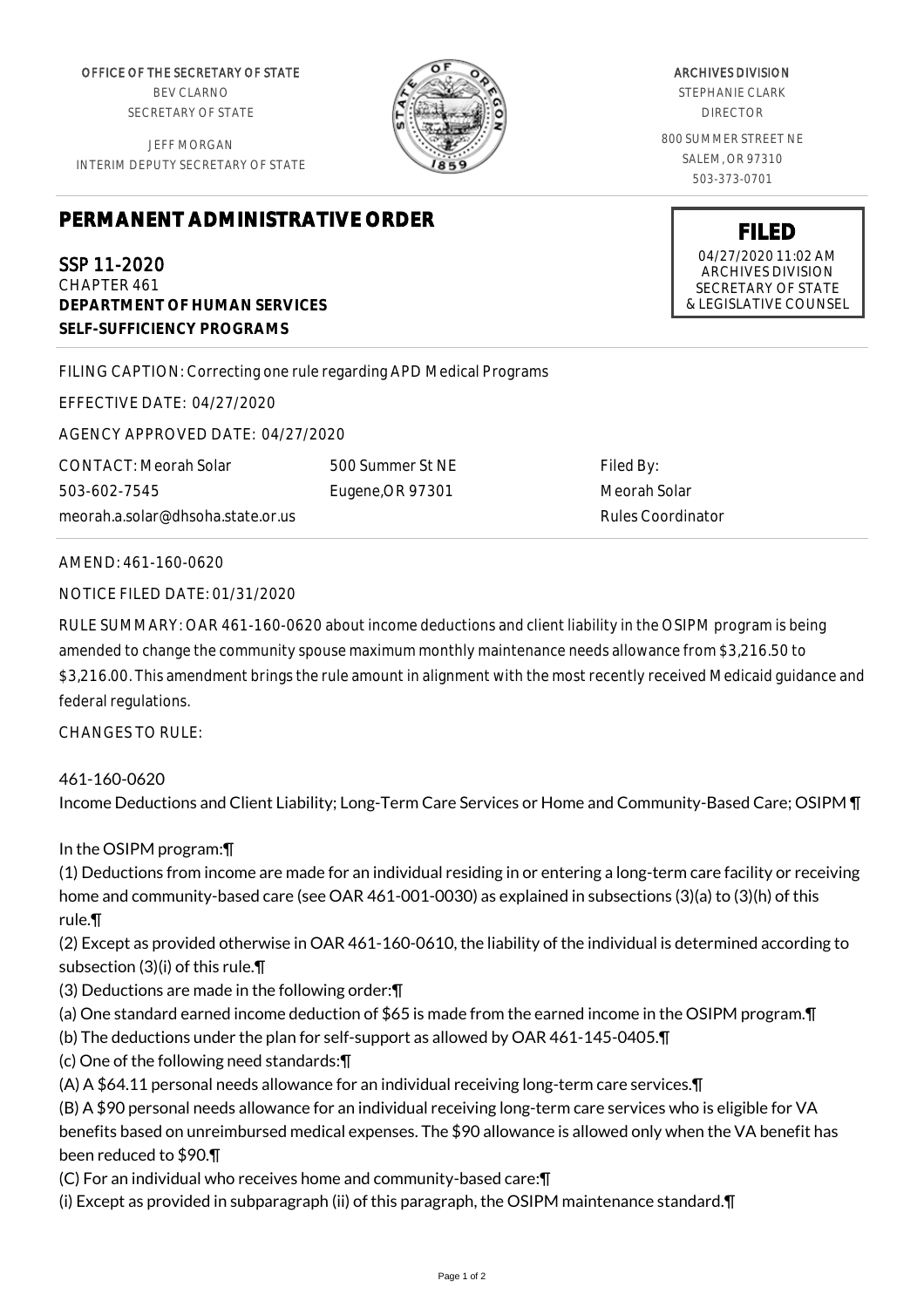OFFICE OF THE SECRETARY OF STATE
BEV CLARNO
SECRETARY OF STATE

JEFF MORGAN
INTERIM DEPUTY SECRETARY OF STATE

ARCHIVES DIVISION
STEPHANIE CLARK
DIRECTOR

800 SUMMER STREET NE
SALEM, OR 97310
503-373-0701

# PERMANENT ADMINISTRATIVE ORDER

**FILED**
04/27/2020 11:02 AM
ARCHIVES DIVISION
SECRETARY OF STATE
& LEGISLATIVE COUNSEL

SSP 11-2020
CHAPTER 461
**DEPARTMENT OF HUMAN SERVICES**
**SELF-SUFFICIENCY PROGRAMS**

FILING CAPTION: Correcting one rule regarding APD Medical Programs

EFFECTIVE DATE: 04/27/2020

AGENCY APPROVED DATE: 04/27/2020

CONTACT: Meorah Solar
503-602-7545
meorah.a.solar@dhsoha.state.or.us

500 Summer St NE
Eugene,OR 97301

Filed By:
Meorah Solar
Rules Coordinator

AMEND: 461-160-0620

NOTICE FILED DATE: 01/31/2020

RULE SUMMARY: OAR 461-160-0620 about income deductions and client liability in the OSIPM program is being amended to change the community spouse maximum monthly maintenance needs allowance from $3,216.50 to $3,216.00. This amendment brings the rule amount in alignment with the most recently received Medicaid guidance and federal regulations.

CHANGES TO RULE:

461-160-0620
Income Deductions and Client Liability; Long-Term Care Services or Home and Community-Based Care; OSIPM ¶

In the OSIPM program:¶
(1) Deductions from income are made for an individual residing in or entering a long-term care facility or receiving home and community-based care (see OAR 461-001-0030) as explained in subsections (3)(a) to (3)(h) of this rule.¶
(2) Except as provided otherwise in OAR 461-160-0610, the liability of the individual is determined according to subsection (3)(i) of this rule.¶
(3) Deductions are made in the following order:¶
(a) One standard earned income deduction of $65 is made from the earned income in the OSIPM program.¶
(b) The deductions under the plan for self-support as allowed by OAR 461-145-0405.¶
(c) One of the following need standards:¶
(A) A $64.11 personal needs allowance for an individual receiving long-term care services.¶
(B) A $90 personal needs allowance for an individual receiving long-term care services who is eligible for VA benefits based on unreimbursed medical expenses. The $90 allowance is allowed only when the VA benefit has been reduced to $90.¶
(C) For an individual who receives home and community-based care:¶
(i) Except as provided in subparagraph (ii) of this paragraph, the OSIPM maintenance standard.¶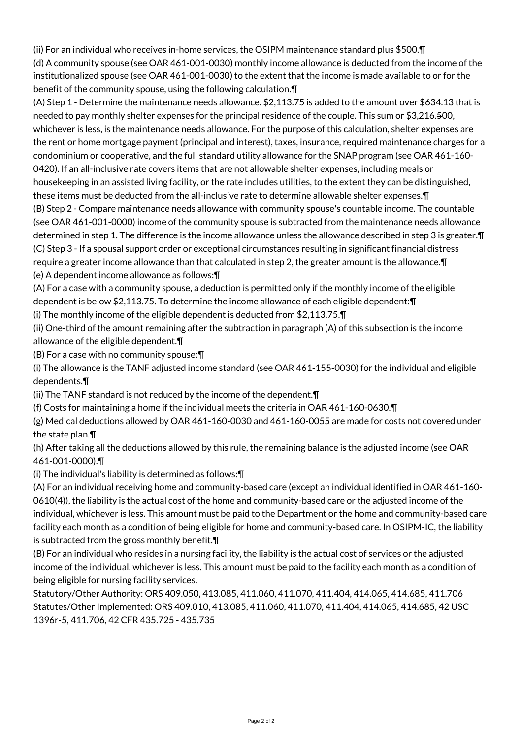(ii) For an individual who receives in-home services, the OSIPM maintenance standard plus $500.¶

(d) A community spouse (see OAR 461-001-0030) monthly income allowance is deducted from the income of the institutionalized spouse (see OAR 461-001-0030) to the extent that the income is made available to or for the benefit of the community spouse, using the following calculation.¶

(A) Step 1 - Determine the maintenance needs allowance. $2,113.75 is added to the amount over $634.13 that is needed to pay monthly shelter expenses for the principal residence of the couple. This sum or $3,216.~~5~~00, whichever is less, is the maintenance needs allowance. For the purpose of this calculation, shelter expenses are the rent or home mortgage payment (principal and interest), taxes, insurance, required maintenance charges for a condominium or cooperative, and the full standard utility allowance for the SNAP program (see OAR 461-160-0420). If an all-inclusive rate covers items that are not allowable shelter expenses, including meals or housekeeping in an assisted living facility, or the rate includes utilities, to the extent they can be distinguished, these items must be deducted from the all-inclusive rate to determine allowable shelter expenses.¶

(B) Step 2 - Compare maintenance needs allowance with community spouse's countable income. The countable (see OAR 461-001-0000) income of the community spouse is subtracted from the maintenance needs allowance determined in step 1. The difference is the income allowance unless the allowance described in step 3 is greater.¶

(C) Step 3 - If a spousal support order or exceptional circumstances resulting in significant financial distress require a greater income allowance than that calculated in step 2, the greater amount is the allowance.¶

(e) A dependent income allowance as follows:¶

(A) For a case with a community spouse, a deduction is permitted only if the monthly income of the eligible dependent is below $2,113.75. To determine the income allowance of each eligible dependent:¶

(i) The monthly income of the eligible dependent is deducted from $2,113.75.¶

(ii) One-third of the amount remaining after the subtraction in paragraph (A) of this subsection is the income allowance of the eligible dependent.¶

(B) For a case with no community spouse:¶

(i) The allowance is the TANF adjusted income standard (see OAR 461-155-0030) for the individual and eligible dependents.¶

(ii) The TANF standard is not reduced by the income of the dependent.¶

(f) Costs for maintaining a home if the individual meets the criteria in OAR 461-160-0630.¶

(g) Medical deductions allowed by OAR 461-160-0030 and 461-160-0055 are made for costs not covered under the state plan.¶

(h) After taking all the deductions allowed by this rule, the remaining balance is the adjusted income (see OAR 461-001-0000).¶

(i) The individual's liability is determined as follows:¶

(A) For an individual receiving home and community-based care (except an individual identified in OAR 461-160-0610(4)), the liability is the actual cost of the home and community-based care or the adjusted income of the individual, whichever is less. This amount must be paid to the Department or the home and community-based care facility each month as a condition of being eligible for home and community-based care. In OSIPM-IC, the liability is subtracted from the gross monthly benefit.¶

(B) For an individual who resides in a nursing facility, the liability is the actual cost of services or the adjusted income of the individual, whichever is less. This amount must be paid to the facility each month as a condition of being eligible for nursing facility services.

Statutory/Other Authority: ORS 409.050, 413.085, 411.060, 411.070, 411.404, 414.065, 414.685, 411.706
Statutes/Other Implemented: ORS 409.010, 413.085, 411.060, 411.070, 411.404, 414.065, 414.685, 42 USC 1396r-5, 411.706, 42 CFR 435.725 - 435.735